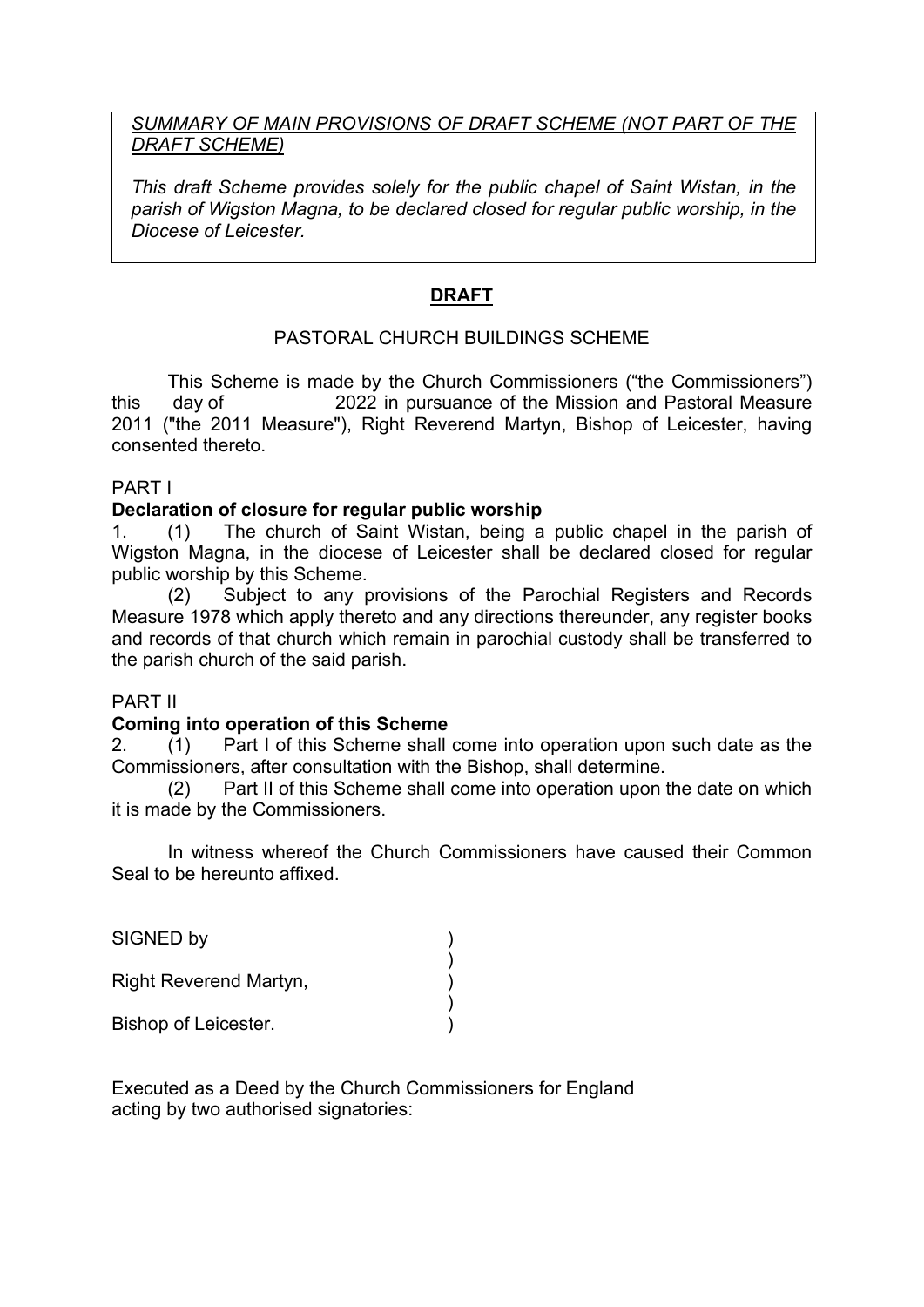*<u>SUMMARY OF MAIN PROVISIONS OF DRAFT SCHEME (NOT PART OF THE DRAFT SCHEME)</u>*

*This draft Scheme provides solely for the public chapel of Saint Wistan, in the parish of Wigston Magna, to be declared closed for regular public worship, in the Diocese of Leicester.*

# <u>DRAFT</u>

## PASTORAL CHURCH BUILDINGS SCHEME

This Scheme is made by the Church Commissioners ("the Commissioners") this day of 2022 in pursuance of the Mission and Pastoral Measure 2011 ("the 2011 Measure"), Right Reverend Martyn, Bishop of Leicester, having consented thereto.

PART I

**Declaration of closure for regular public worship**

1. (1) The church of Saint Wistan, being a public chapel in the parish of Wigston Magna, in the diocese of Leicester shall be declared closed for regular public worship by this Scheme.

(2) Subject to any provisions of the Parochial Registers and Records Measure 1978 which apply thereto and any directions thereunder, any register books and records of that church which remain in parochial custody shall be transferred to the parish church of the said parish.

PART II

**Coming into operation of this Scheme**

2. (1) Part I of this Scheme shall come into operation upon such date as the Commissioners, after consultation with the Bishop, shall determine.

(2) Part II of this Scheme shall come into operation upon the date on which it is made by the Commissioners.

In witness whereof the Church Commissioners have caused their Common Seal to be hereunto affixed.

SIGNED by )
)
Right Reverend Martyn, )
)
Bishop of Leicester. )

Executed as a Deed by the Church Commissioners for England acting by two authorised signatories: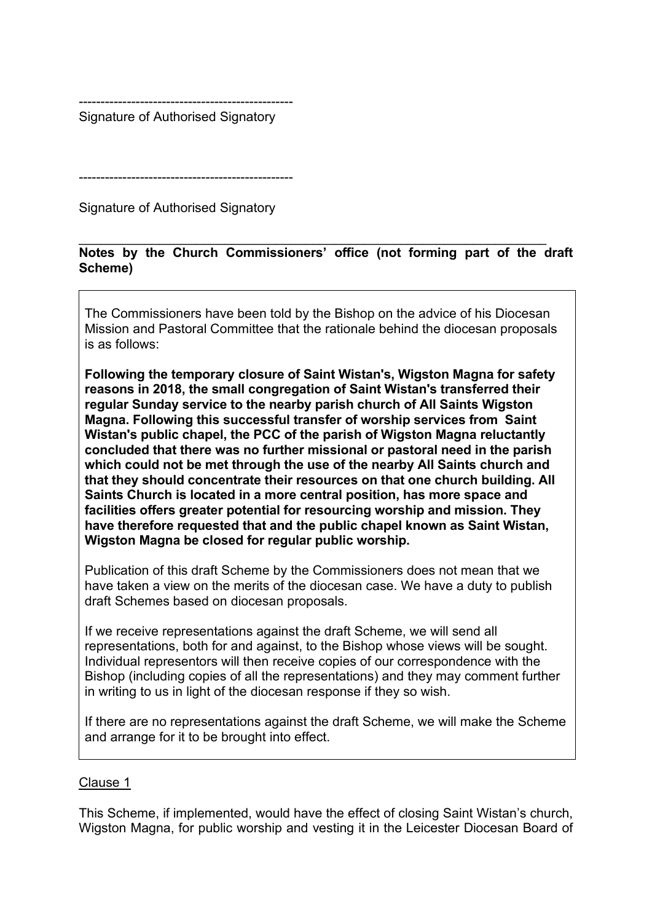------------------------------------------------
Signature of Authorised Signatory

------------------------------------------------

Signature of Authorised Signatory

---

**Notes by the Church Commissioners' office (not forming part of the draft Scheme)**

The Commissioners have been told by the Bishop on the advice of his Diocesan Mission and Pastoral Committee that the rationale behind the diocesan proposals is as follows:

**Following the temporary closure of Saint Wistan's, Wigston Magna for safety reasons in 2018, the small congregation of Saint Wistan's transferred their regular Sunday service to the nearby parish church of All Saints Wigston Magna. Following this successful transfer of worship services from Saint Wistan's public chapel, the PCC of the parish of Wigston Magna reluctantly concluded that there was no further missional or pastoral need in the parish which could not be met through the use of the nearby All Saints church and that they should concentrate their resources on that one church building. All Saints Church is located in a more central position, has more space and facilities offers greater potential for resourcing worship and mission. They have therefore requested that and the public chapel known as Saint Wistan, Wigston Magna be closed for regular public worship.**

Publication of this draft Scheme by the Commissioners does not mean that we have taken a view on the merits of the diocesan case. We have a duty to publish draft Schemes based on diocesan proposals.

If we receive representations against the draft Scheme, we will send all representations, both for and against, to the Bishop whose views will be sought. Individual representors will then receive copies of our correspondence with the Bishop (including copies of all the representations) and they may comment further in writing to us in light of the diocesan response if they so wish.

If there are no representations against the draft Scheme, we will make the Scheme and arrange for it to be brought into effect.

Clause 1

This Scheme, if implemented, would have the effect of closing Saint Wistan's church, Wigston Magna, for public worship and vesting it in the Leicester Diocesan Board of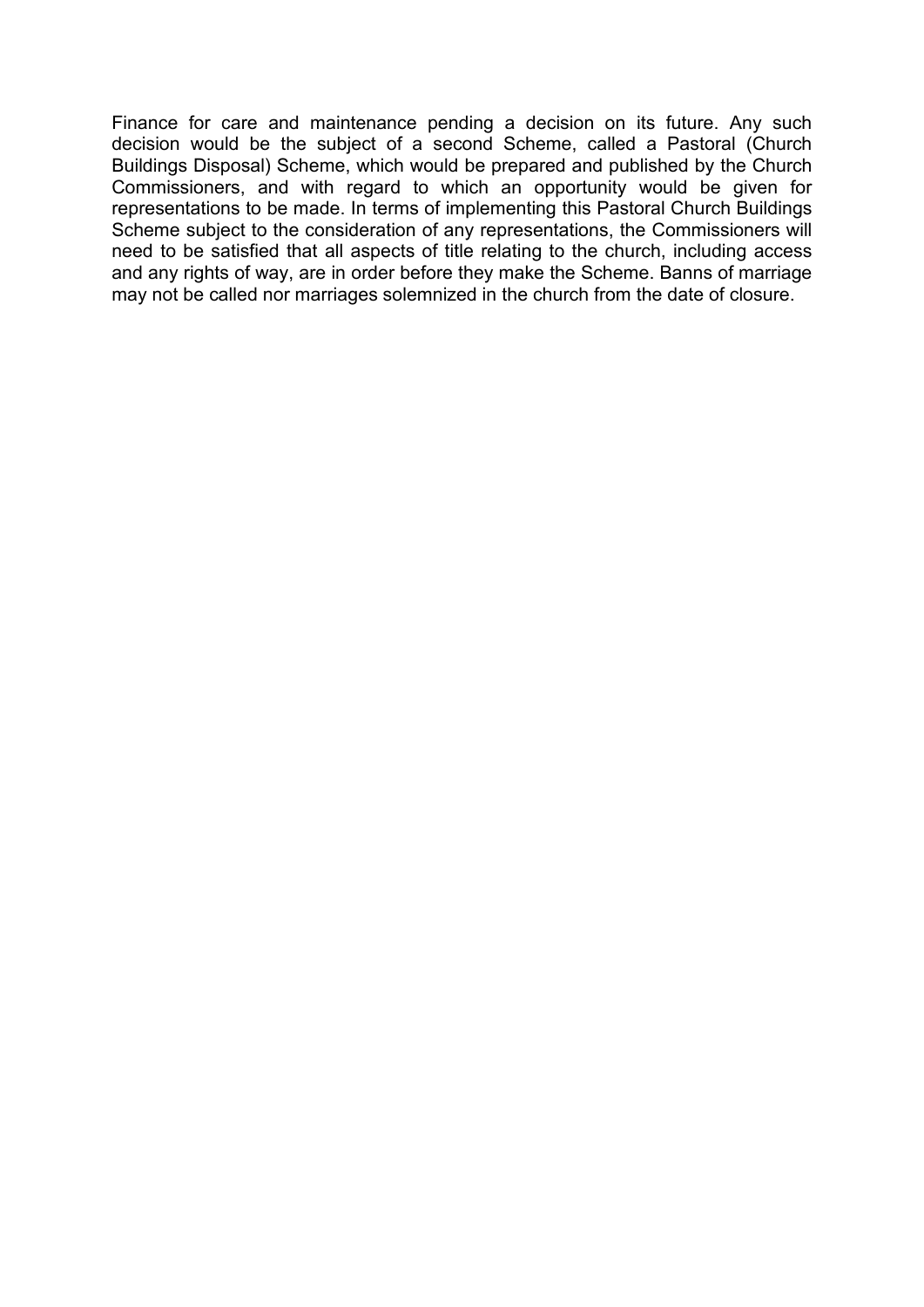Finance for care and maintenance pending a decision on its future. Any such decision would be the subject of a second Scheme, called a Pastoral (Church Buildings Disposal) Scheme, which would be prepared and published by the Church Commissioners, and with regard to which an opportunity would be given for representations to be made. In terms of implementing this Pastoral Church Buildings Scheme subject to the consideration of any representations, the Commissioners will need to be satisfied that all aspects of title relating to the church, including access and any rights of way, are in order before they make the Scheme. Banns of marriage may not be called nor marriages solemnized in the church from the date of closure.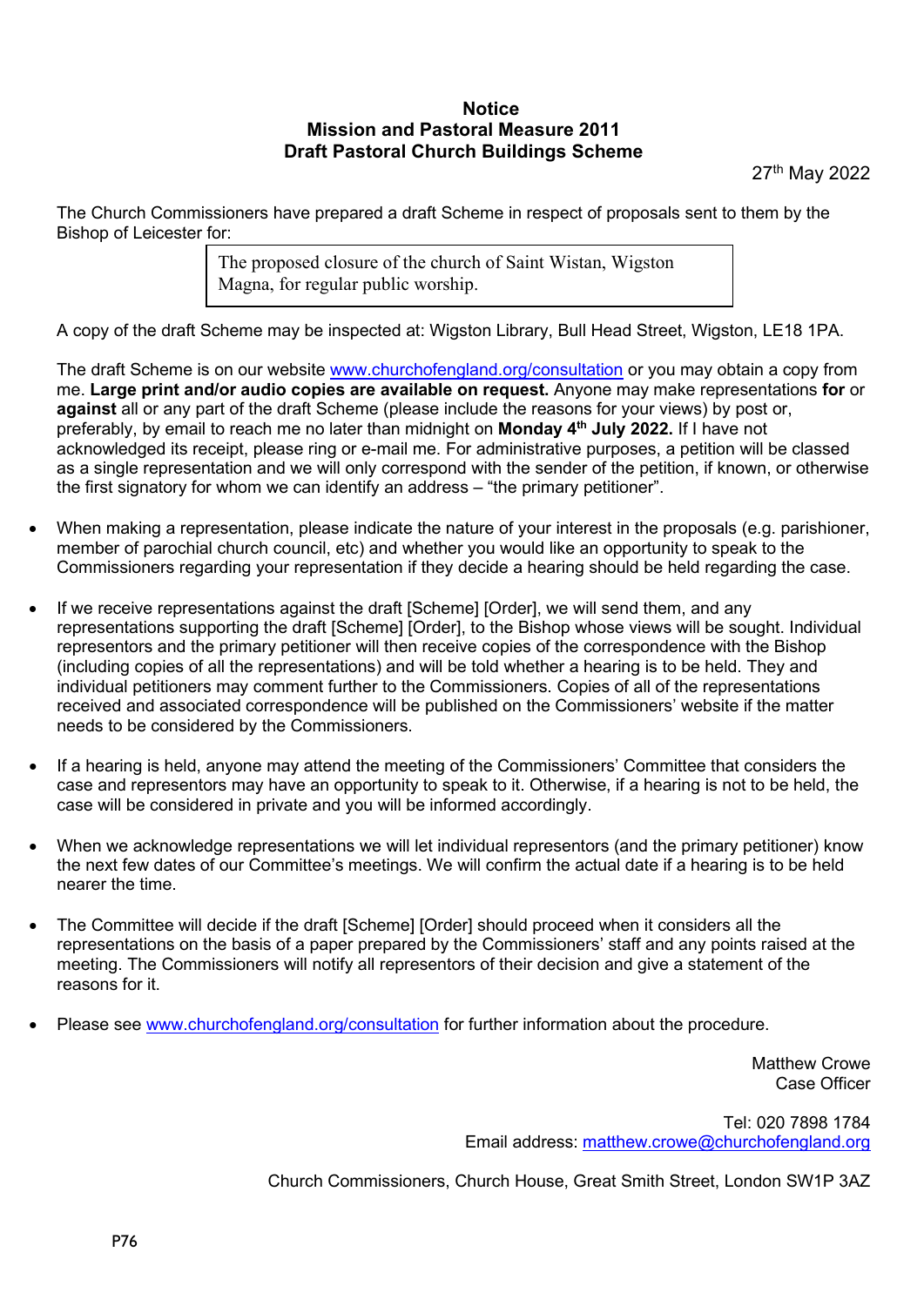**Notice**
**Mission and Pastoral Measure 2011**
**Draft Pastoral Church Buildings Scheme**

27th May 2022

The Church Commissioners have prepared a draft Scheme in respect of proposals sent to them by the Bishop of Leicester for:

> The proposed closure of the church of Saint Wistan, Wigston Magna, for regular public worship.

A copy of the draft Scheme may be inspected at: Wigston Library, Bull Head Street, Wigston, LE18 1PA.

The draft Scheme is on our website www.churchofengland.org/consultation or you may obtain a copy from me. **Large print and/or audio copies are available on request.** Anyone may make representations **for** or **against** all or any part of the draft Scheme (please include the reasons for your views) by post or, preferably, by email to reach me no later than midnight on **Monday 4th July 2022.** If I have not acknowledged its receipt, please ring or e-mail me. For administrative purposes, a petition will be classed as a single representation and we will only correspond with the sender of the petition, if known, or otherwise the first signatory for whom we can identify an address – "the primary petitioner".

- When making a representation, please indicate the nature of your interest in the proposals (e.g. parishioner, member of parochial church council, etc) and whether you would like an opportunity to speak to the Commissioners regarding your representation if they decide a hearing should be held regarding the case.
- If we receive representations against the draft [Scheme] [Order], we will send them, and any representations supporting the draft [Scheme] [Order], to the Bishop whose views will be sought. Individual representors and the primary petitioner will then receive copies of the correspondence with the Bishop (including copies of all the representations) and will be told whether a hearing is to be held. They and individual petitioners may comment further to the Commissioners. Copies of all of the representations received and associated correspondence will be published on the Commissioners' website if the matter needs to be considered by the Commissioners.
- If a hearing is held, anyone may attend the meeting of the Commissioners' Committee that considers the case and representors may have an opportunity to speak to it. Otherwise, if a hearing is not to be held, the case will be considered in private and you will be informed accordingly.
- When we acknowledge representations we will let individual representors (and the primary petitioner) know the next few dates of our Committee's meetings. We will confirm the actual date if a hearing is to be held nearer the time.
- The Committee will decide if the draft [Scheme] [Order] should proceed when it considers all the representations on the basis of a paper prepared by the Commissioners' staff and any points raised at the meeting. The Commissioners will notify all representors of their decision and give a statement of the reasons for it.
- Please see www.churchofengland.org/consultation for further information about the procedure.

Matthew Crowe
Case Officer

Tel: 020 7898 1784
Email address: matthew.crowe@churchofengland.org

Church Commissioners, Church House, Great Smith Street, London SW1P 3AZ

P76